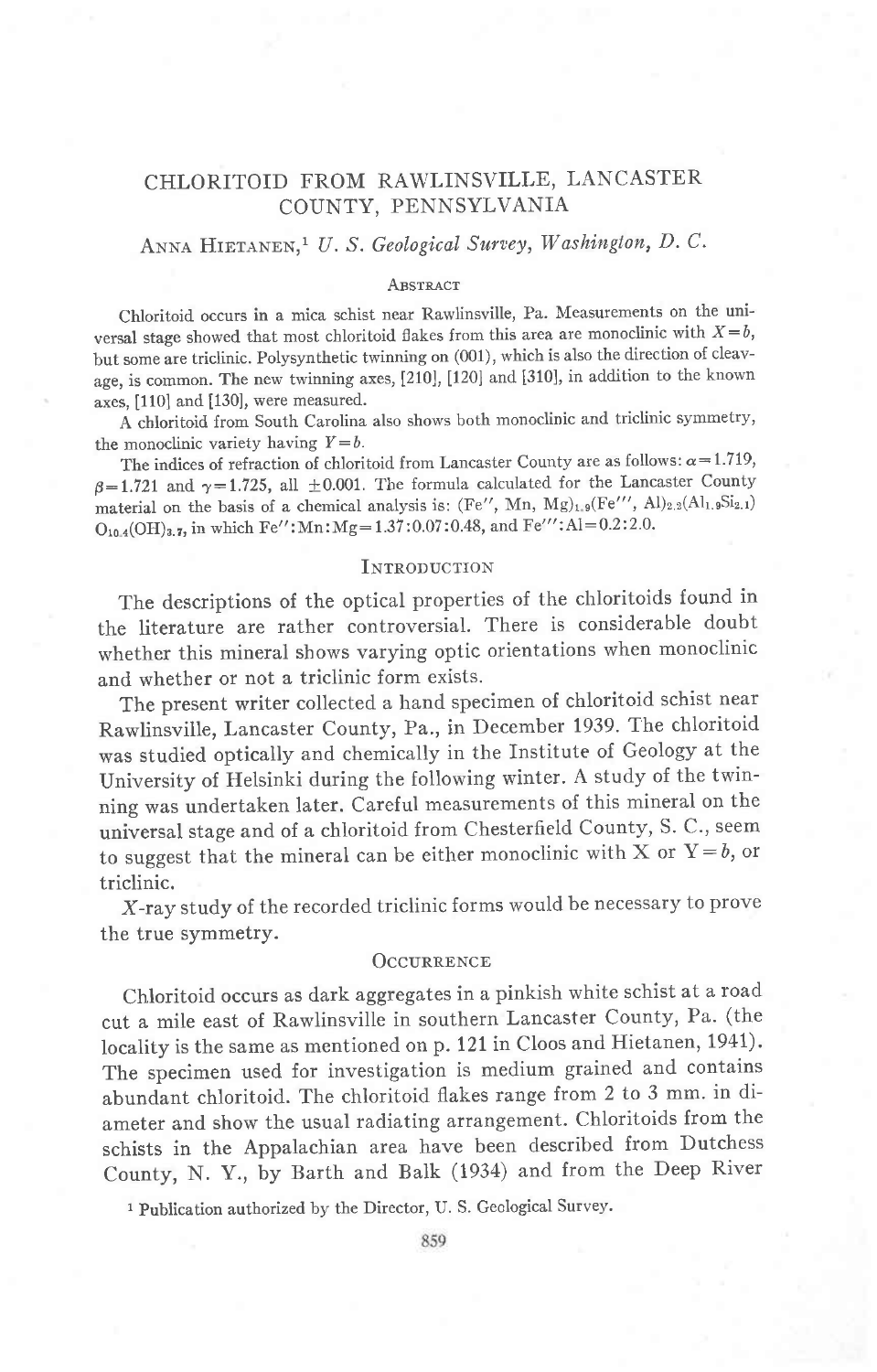# CHLORITOID FROM RAWLINSVILLE, LANCASTER COUNTY, PENNSYLVANIA

ANNA HIETANEN,[1] *U. S. Geological Survey, Washington, D. C.*

## ABSTRACT

Chloritoid occurs in a mica schist near Rawlinsville, Pa. Measurements on the universal stage showed that most chloritoid flakes from this area are monoclinic with $X=b$, but some are triclinic. Polysynthetic twinning on (001), which is also the direction of cleavage, is common. The new twinning axes, [210], [120] and [310], in addition to the known axes, [110] and [130], were measured.

A chloritoid from South Carolina also shows both monoclinic and triclinic symmetry, the monoclinic variety having $Y=b$.

The indices of refraction of chloritoid from Lancaster County are as follows: $\alpha=1.719$, $\beta=1.721$ and $\gamma=1.725$, all $\pm 0.001$. The formula calculated for the Lancaster County material on the basis of a chemical analysis is: $(Fe'', Mn, Mg)_{1.9}(Fe''', Al)_{2.2}(Al_{1.9}Si_{2.1})O_{10.4}(OH)_{3.7}$, in which $Fe'':Mn:Mg=1.37:0.07:0.48$, and $Fe''':Al=0.2:2.0$.

## INTRODUCTION

The descriptions of the optical properties of the chloritoids found in the literature are rather controversial. There is considerable doubt whether this mineral shows varying optic orientations when monoclinic and whether or not a triclinic form exists.

The present writer collected a hand specimen of chloritoid schist near Rawlinsville, Lancaster County, Pa., in December 1939. The chloritoid was studied optically and chemically in the Institute of Geology at the University of Helsinki during the following winter. A study of the twinning was undertaken later. Careful measurements of this mineral on the universal stage and of a chloritoid from Chesterfield County, S. C., seem to suggest that the mineral can be either monoclinic with X or $Y=b$, or triclinic.

*X*-ray study of the recorded triclinic forms would be necessary to prove the true symmetry.

## OCCURRENCE

Chloritoid occurs as dark aggregates in a pinkish white schist at a road cut a mile east of Rawlinsville in southern Lancaster County, Pa. (the locality is the same as mentioned on p. 121 in Cloos and Hietanen, 1941). The specimen used for investigation is medium grained and contains abundant chloritoid. The chloritoid flakes range from 2 to 3 mm. in diameter and show the usual radiating arrangement. Chloritoids from the schists in the Appalachian area have been described from Dutchess County, N. Y., by Barth and Balk (1934) and from the Deep River

[1] Publication authorized by the Director, U. S. Geological Survey.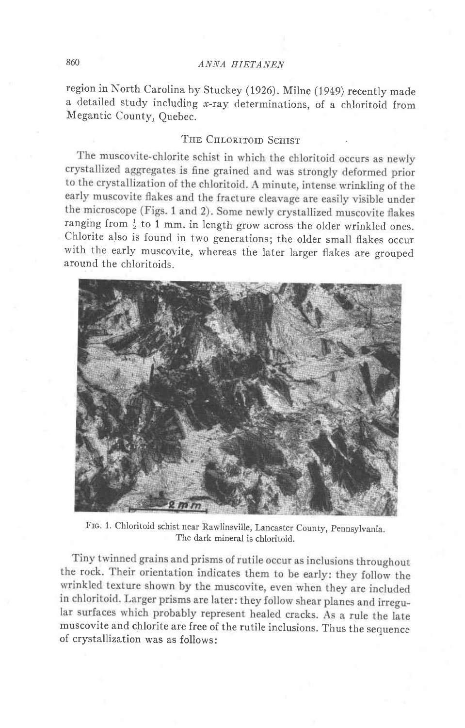region in North Carolina by Stuckey (1926). Milne (1949) recently made a detailed study including $x$-ray determinations, of a chloritoid from Megantic County, Quebec.

## The Chloritoid Schist

The muscovite-chlorite schist in which the chloritoid occurs as newly crystallized aggregates is fine grained and was strongly deformed prior to the crystallization of the chloritoid. A minute, intense wrinkling of the early muscovite flakes and the fracture cleavage are easily visible under the microscope (Figs. 1 and 2). Some newly crystallized muscovite flakes ranging from ½ to 1 mm. in length grow across the older wrinkled ones. Chlorite also is found in two generations; the older small flakes occur with the early muscovite, whereas the later larger flakes are grouped around the chloritoids.

Fig. 1. Chloritoid schist near Rawlinsville, Lancaster County, Pennsylvania. The dark mineral is chloritoid.

Tiny twinned grains and prisms of rutile occur as inclusions throughout the rock. Their orientation indicates them to be early: they follow the wrinkled texture shown by the muscovite, even when they are included in chloritoid. Larger prisms are later: they follow shear planes and irregular surfaces which probably represent healed cracks. As a rule the late muscovite and chlorite are free of the rutile inclusions. Thus the sequence of crystallization was as follows: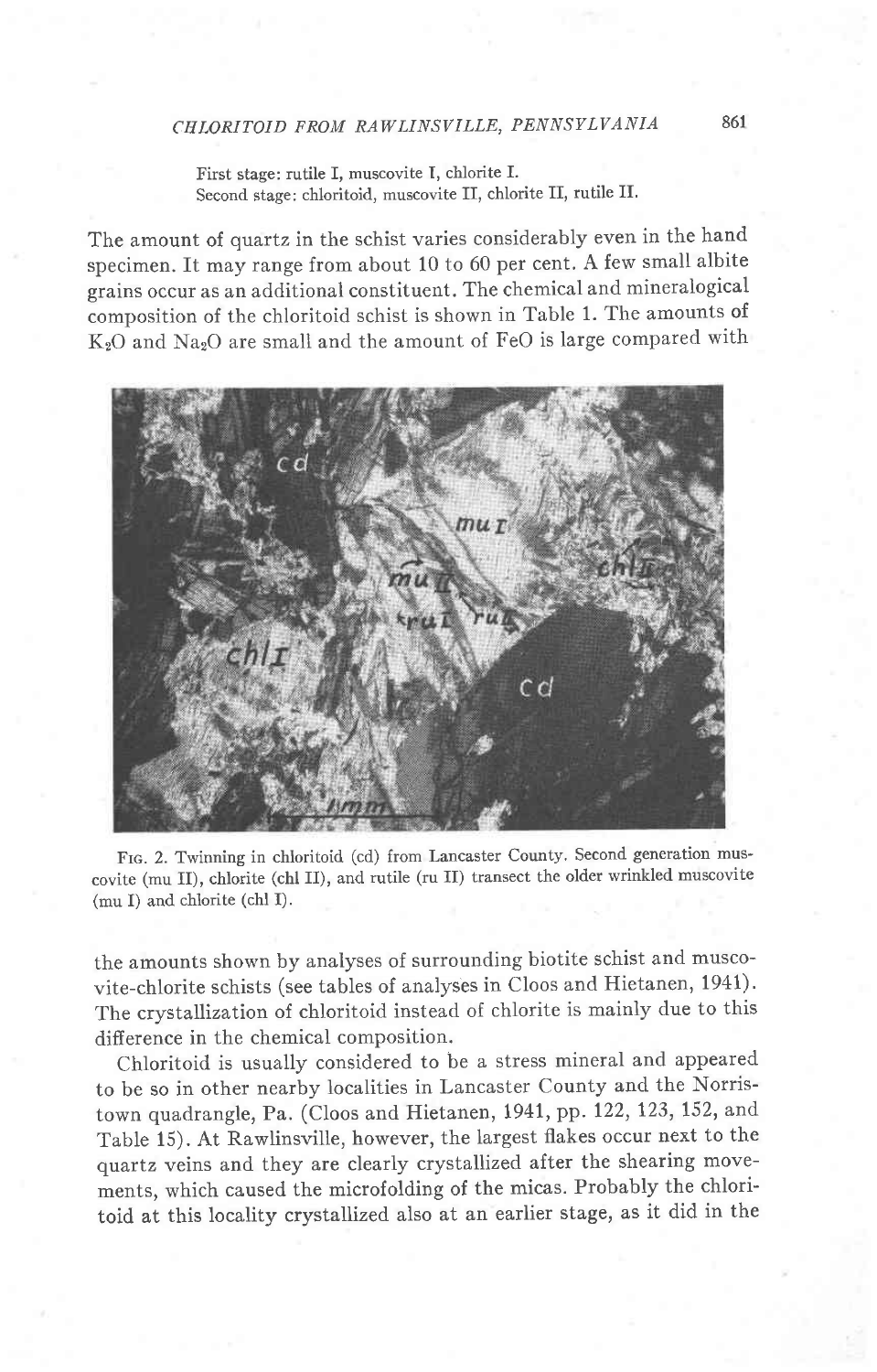First stage: rutile I, muscovite I, chlorite I.
Second stage: chloritoid, muscovite II, chlorite II, rutile II.

The amount of quartz in the schist varies considerably even in the hand specimen. It may range from about 10 to 60 per cent. A few small albite grains occur as an additional constituent. The chemical and mineralogical composition of the chloritoid schist is shown in Table 1. The amounts of $K_2O$ and $Na_2O$ are small and the amount of FeO is large compared with

Fig. 2. Twinning in chloritoid (cd) from Lancaster County. Second generation muscovite (mu II), chlorite (chl II), and rutile (ru II) transect the older wrinkled muscovite (mu I) and chlorite (chl I).

the amounts shown by analyses of surrounding biotite schist and muscovite-chlorite schists (see tables of analyses in Cloos and Hietanen, 1941). The crystallization of chloritoid instead of chlorite is mainly due to this difference in the chemical composition.

Chloritoid is usually considered to be a stress mineral and appeared to be so in other nearby localities in Lancaster County and the Norristown quadrangle, Pa. (Cloos and Hietanen, 1941, pp. 122, 123, 152, and Table 15). At Rawlinsville, however, the largest flakes occur next to the quartz veins and they are clearly crystallized after the shearing movements, which caused the microfolding of the micas. Probably the chloritoid at this locality crystallized also at an earlier stage, as it did in the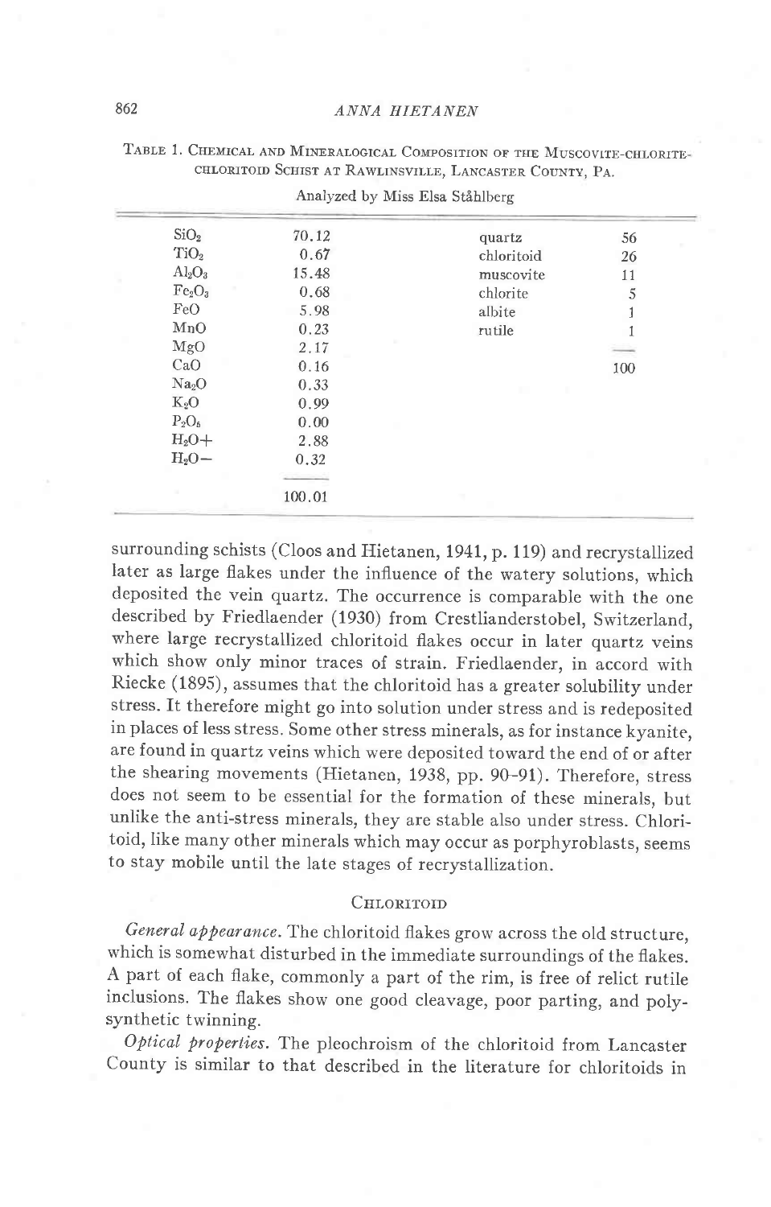TABLE 1. CHEMICAL AND MINERALOGICAL COMPOSITION OF THE MUSCOVITE-CHLORITE-CHLORITOID SCHIST AT RAWLINSVILLE, LANCASTER COUNTY, PA.

Analyzed by Miss Elsa Ståhlberg

| | | | |
|---|---|---|---|
| $SiO_2$ | 70.12 | quartz | 56 |
| $TiO_2$ | 0.67 | chloritoid | 26 |
| $Al_2O_3$ | 15.48 | muscovite | 11 |
| $Fe_2O_3$ | 0.68 | chlorite | 5 |
| FeO | 5.98 | albite | 1 |
| MnO | 0.23 | rutile | 1 |
| MgO | 2.17 | | |
| CaO | 0.16 | | 100 |
| $Na_2O$ | 0.33 | | |
| $K_2O$ | 0.99 | | |
| $P_2O_5$ | 0.00 | | |
| $H_2O+$ | 2.88 | | |
| $H_2O-$ | 0.32 | | |
| | 100.01 | | |

surrounding schists (Cloos and Hietanen, 1941, p. 119) and recrystallized later as large flakes under the influence of the watery solutions, which deposited the vein quartz. The occurrence is comparable with the one described by Friedlaender (1930) from Crestlianderstobel, Switzerland, where large recrystallized chloritoid flakes occur in later quartz veins which show only minor traces of strain. Friedlaender, in accord with Riecke (1895), assumes that the chloritoid has a greater solubility under stress. It therefore might go into solution under stress and is redeposited in places of less stress. Some other stress minerals, as for instance kyanite, are found in quartz veins which were deposited toward the end of or after the shearing movements (Hietanen, 1938, pp. 90–91). Therefore, stress does not seem to be essential for the formation of these minerals, but unlike the anti-stress minerals, they are stable also under stress. Chloritoid, like many other minerals which may occur as porphyroblasts, seems to stay mobile until the late stages of recrystallization.

## CHLORITOID

*General appearance.* The chloritoid flakes grow across the old structure, which is somewhat disturbed in the immediate surroundings of the flakes. A part of each flake, commonly a part of the rim, is free of relict rutile inclusions. The flakes show one good cleavage, poor parting, and polysynthetic twinning.

*Optical properties.* The pleochroism of the chloritoid from Lancaster County is similar to that described in the literature for chloritoids in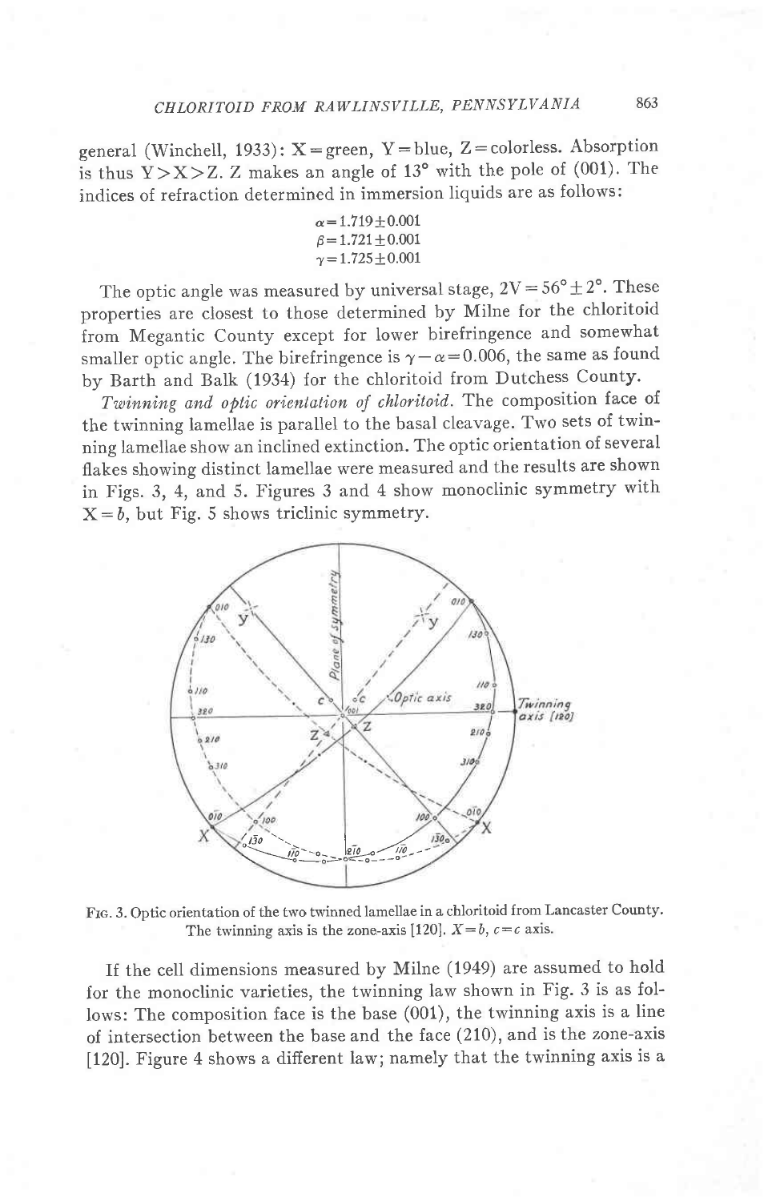general (Winchell, 1933): X = green, Y = blue, Z = colorless. Absorption is thus Y > X > Z. Z makes an angle of 13° with the pole of (001). The indices of refraction determined in immersion liquids are as follows:

$$\alpha = 1.719 \pm 0.001$$
$$\beta = 1.721 \pm 0.001$$
$$\gamma = 1.725 \pm 0.001$$

The optic angle was measured by universal stage, $2V = 56° \pm 2°$. These properties are closest to those determined by Milne for the chloritoid from Megantic County except for lower birefringence and somewhat smaller optic angle. The birefringence is $\gamma - \alpha = 0.006$, the same as found by Barth and Balk (1934) for the chloritoid from Dutchess County.

*Twinning and optic orientation of chloritoid.* The composition face of the twinning lamellae is parallel to the basal cleavage. Two sets of twinning lamellae show an inclined extinction. The optic orientation of several flakes showing distinct lamellae were measured and the results are shown in Figs. 3, 4, and 5. Figures 3 and 4 show monoclinic symmetry with $X = b$, but Fig. 5 shows triclinic symmetry.

FIG. 3. Optic orientation of the two twinned lamellae in a chloritoid from Lancaster County. The twinning axis is the zone-axis [120]. $X = b$, $c = c$ axis.

If the cell dimensions measured by Milne (1949) are assumed to hold for the monoclinic varieties, the twinning law shown in Fig. 3 is as follows: The composition face is the base (001), the twinning axis is a line of intersection between the base and the face (210), and is the zone-axis [120]. Figure 4 shows a different law; namely that the twinning axis is a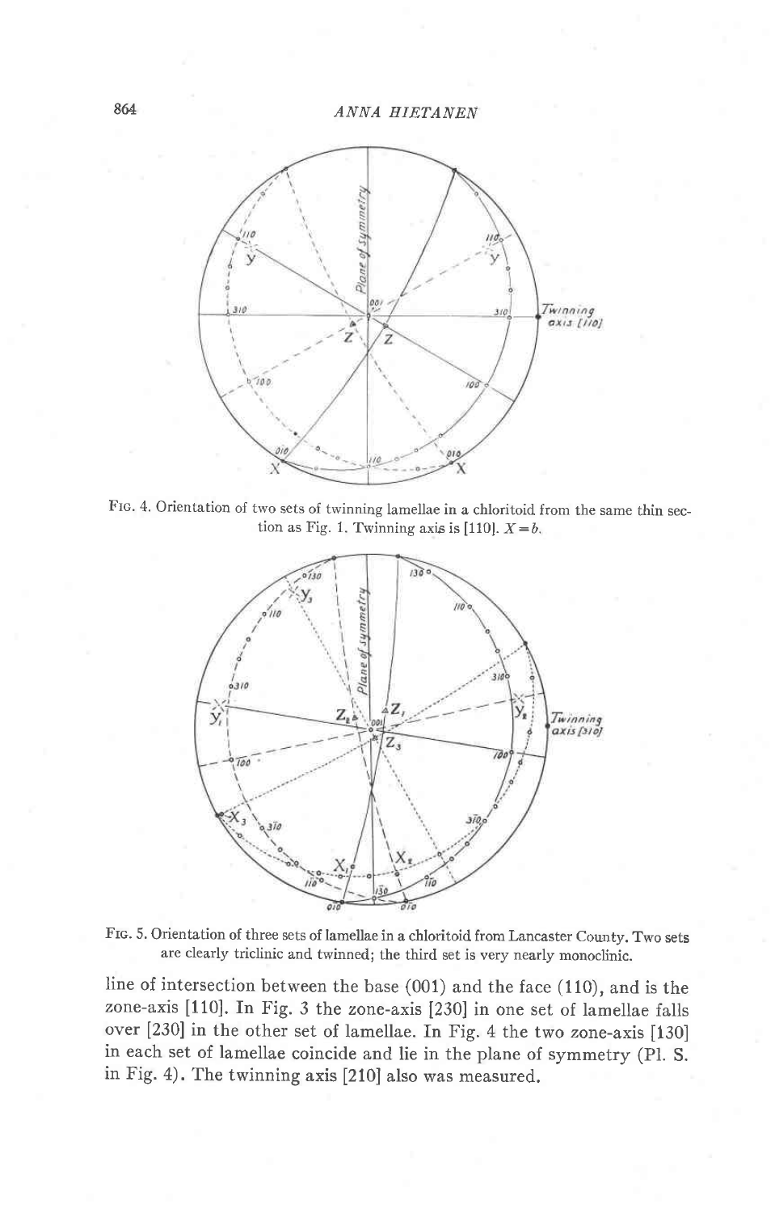FIG. 4. Orientation of two sets of twinning lamellae in a chloritoid from the same thin section as Fig. 1. Twinning axis is [110]. $X = b$.

FIG. 5. Orientation of three sets of lamellae in a chloritoid from Lancaster County. Two sets are clearly triclinic and twinned; the third set is very nearly monoclinic.

line of intersection between the base (001) and the face (110), and is the zone-axis [110]. In Fig. 3 the zone-axis [230] in one set of lamellae falls over [230] in the other set of lamellae. In Fig. 4 the two zone-axis [130] in each set of lamellae coincide and lie in the plane of symmetry (Pl. S. in Fig. 4). The twinning axis [210] also was measured.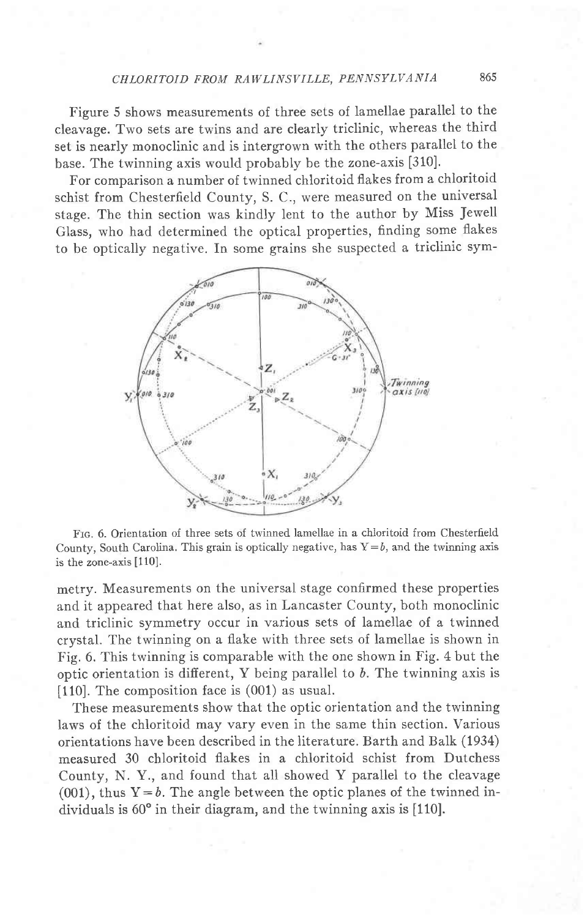Figure 5 shows measurements of three sets of lamellae parallel to the cleavage. Two sets are twins and are clearly triclinic, whereas the third set is nearly monoclinic and is intergrown with the others parallel to the base. The twinning axis would probably be the zone-axis [310].

For comparison a number of twinned chloritoid flakes from a chloritoid schist from Chesterfield County, S. C., were measured on the universal stage. The thin section was kindly lent to the author by Miss Jewell Glass, who had determined the optical properties, finding some flakes to be optically negative. In some grains she suspected a triclinic symmetry. Measurements on the universal stage confirmed these properties and it appeared that here also, as in Lancaster County, both monoclinic and triclinic symmetry occur in various sets of lamellae of a twinned crystal. The twinning on a flake with three sets of lamellae is shown in Fig. 6. This twinning is comparable with the one shown in Fig. 4 but the optic orientation is different, Y being parallel to *b*. The twinning axis is [110]. The composition face is (001) as usual.

Fig. 6. Orientation of three sets of twinned lamellae in a chloritoid from Chesterfield County, South Carolina. This grain is optically negative, has Y = *b*, and the twinning axis is the zone-axis [110].

These measurements show that the optic orientation and the twinning laws of the chloritoid may vary even in the same thin section. Various orientations have been described in the literature. Barth and Balk (1934) measured 30 chloritoid flakes in a chloritoid schist from Dutchess County, N. Y., and found that all showed Y parallel to the cleavage (001), thus Y = *b*. The angle between the optic planes of the twinned individuals is 60° in their diagram, and the twinning axis is [110].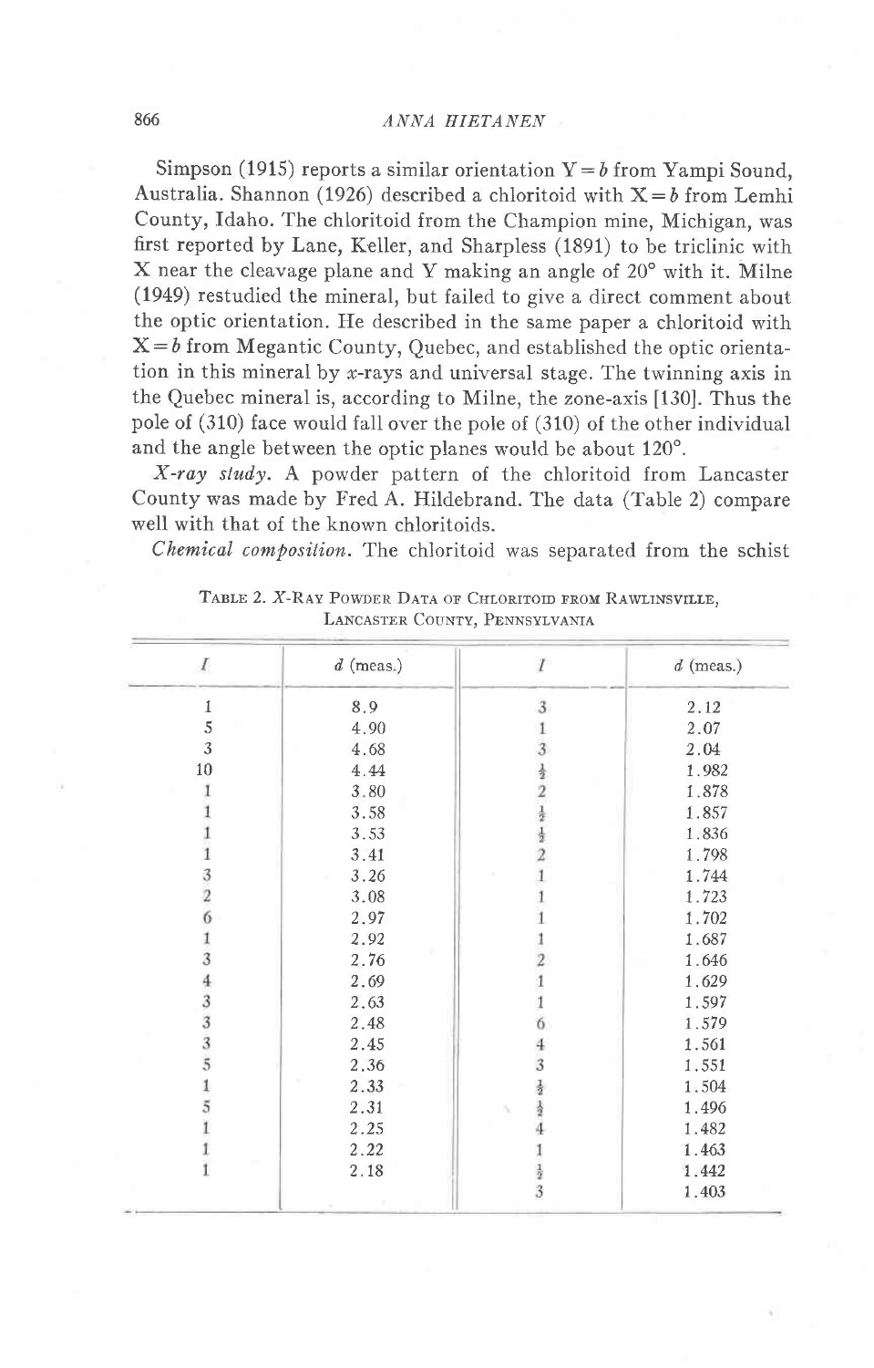Simpson (1915) reports a similar orientation Y = *b* from Yampi Sound, Australia. Shannon (1926) described a chloritoid with X = *b* from Lemhi County, Idaho. The chloritoid from the Champion mine, Michigan, was first reported by Lane, Keller, and Sharpless (1891) to be triclinic with X near the cleavage plane and Y making an angle of 20° with it. Milne (1949) restudied the mineral, but failed to give a direct comment about the optic orientation. He described in the same paper a chloritoid with X = *b* from Megantic County, Quebec, and established the optic orientation in this mineral by *x*-rays and universal stage. The twinning axis in the Quebec mineral is, according to Milne, the zone-axis [130]. Thus the pole of (310) face would fall over the pole of (310) of the other individual and the angle between the optic planes would be about 120°.

*X-ray study.* A powder pattern of the chloritoid from Lancaster County was made by Fred A. Hildebrand. The data (Table 2) compare well with that of the known chloritoids.

*Chemical composition.* The chloritoid was separated from the schist

TABLE 2. *X*-RAY POWDER DATA OF CHLORITOID FROM RAWLINSVILLE, LANCASTER COUNTY, PENNSYLVANIA

| *I* | *d* (meas.) | *I* | *d* (meas.) |
|---|---|---|---|
| 1 | 8.9 | 3 | 2.12 |
| 5 | 4.90 | 1 | 2.07 |
| 3 | 4.68 | 3 | 2.04 |
| 10 | 4.44 | ½ | 1.982 |
| 1 | 3.80 | 2 | 1.878 |
| 1 | 3.58 | ½ | 1.857 |
| 1 | 3.53 | ½ | 1.836 |
| 1 | 3.41 | 2 | 1.798 |
| 3 | 3.26 | 1 | 1.744 |
| 2 | 3.08 | 1 | 1.723 |
| 6 | 2.97 | 1 | 1.702 |
| 1 | 2.92 | 1 | 1.687 |
| 3 | 2.76 | 2 | 1.646 |
| 4 | 2.69 | 1 | 1.629 |
| 3 | 2.63 | 1 | 1.597 |
| 3 | 2.48 | 6 | 1.579 |
| 3 | 2.45 | 4 | 1.561 |
| 5 | 2.36 | 3 | 1.551 |
| 1 | 2.33 | ½ | 1.504 |
| 5 | 2.31 | ½ | 1.496 |
| 1 | 2.25 | 4 | 1.482 |
| 1 | 2.22 | 1 | 1.463 |
| 1 | 2.18 | ½ | 1.442 |
| | | 3 | 1.403 |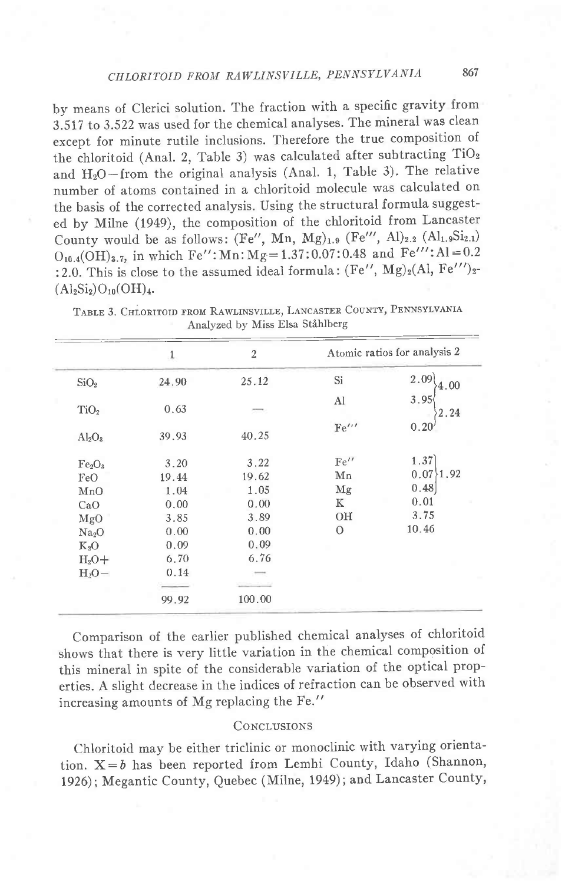by means of Clerici solution. The fraction with a specific gravity from 3.517 to 3.522 was used for the chemical analyses. The mineral was clean except for minute rutile inclusions. Therefore the true composition of the chloritoid (Anal. 2, Table 3) was calculated after subtracting $TiO_2$ and $H_2O-$from the original analysis (Anal. 1, Table 3). The relative number of atoms contained in a chloritoid molecule was calculated on the basis of the corrected analysis. Using the structural formula suggested by Milne (1949), the composition of the chloritoid from Lancaster County would be as follows: $(Fe'', Mn, Mg)_{1.9}$ $(Fe''', Al)_{2.2}$ $(Al_{1.9}Si_{2.1})$ $O_{10.4}(OH)_{3.7}$, in which Fe'':Mn:Mg = 1.37:0.07:0.48 and Fe''':Al = 0.2 :2.0. This is close to the assumed ideal formula: $(Fe'', Mg)_2(Al, Fe''')_2$-$(Al_2Si_2)O_{10}(OH)_4$.

Table 3. Chloritoid from Rawlinsville, Lancaster County, Pennsylvania
Analyzed by Miss Elsa Ståhlberg

| | 1 | 2 | Atomic ratios for analysis 2 | | |
|---|---|---|---|---|---|
| $SiO_2$ | 24.90 | 25.12 | Si | 2.09 | 4.00 (Si + Al) |
| $TiO_2$ | 0.63 | — | Al | 3.95 | 2.24 (Al + Fe''') |
| $Al_2O_3$ | 39.93 | 40.25 | Fe''' | 0.20 | |
| $Fe_2O_3$ | 3.20 | 3.22 | Fe'' | 1.37 | 1.92 |
| FeO | 19.44 | 19.62 | Mn | 0.07 | |
| MnO | 1.04 | 1.05 | Mg | 0.48 | |
| CaO | 0.00 | 0.00 | K | 0.01 | |
| MgO | 3.85 | 3.89 | OH | 3.75 | |
| $Na_2O$ | 0.00 | 0.00 | O | 10.46 | |
| $K_2O$ | 0.09 | 0.09 | | | |
| $H_2O+$ | 6.70 | 6.76 | | | |
| $H_2O-$ | 0.14 | — | | | |
| | 99.92 | 100.00 | | | |

Comparison of the earlier published chemical analyses of chloritoid shows that there is very little variation in the chemical composition of this mineral in spite of the considerable variation of the optical properties. A slight decrease in the indices of refraction can be observed with increasing amounts of Mg replacing the Fe.''

## Conclusions

Chloritoid may be either triclinic or monoclinic with varying orientation. X = *b* has been reported from Lemhi County, Idaho (Shannon, 1926); Megantic County, Quebec (Milne, 1949); and Lancaster County,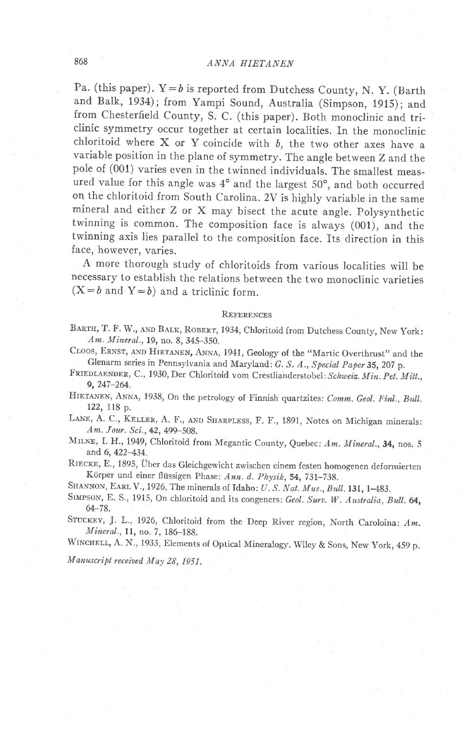Pa. (this paper). $Y = b$ is reported from Dutchess County, N. Y. (Barth and Balk, 1934); from Yampi Sound, Australia (Simpson, 1915); and from Chesterfield County, S. C. (this paper). Both monoclinic and triclinic symmetry occur together at certain localities. In the monoclinic chloritoid where X or Y coincide with $b$, the two other axes have a variable position in the plane of symmetry. The angle between Z and the pole of (001) varies even in the twinned individuals. The smallest measured value for this angle was 4° and the largest 50°, and both occurred on the chloritoid from South Carolina. 2V is highly variable in the same mineral and either Z or X may bisect the acute angle. Polysynthetic twinning is common. The composition face is always (001), and the twinning axis lies parallel to the composition face. Its direction in this face, however, varies.

A more thorough study of chloritoids from various localities will be necessary to establish the relations between the two monoclinic varieties ($X = b$ and $Y = b$) and a triclinic form.

## References

Barth, T. F. W., and Balk, Robert, 1934, Chloritoid from Dutchess County, New York: *Am. Mineral.*, **19**, no. 8, 345–350.

Cloos, Ernst, and Hietanen, Anna, 1941, Geology of the "Martic Overthrust" and the Glenarm series in Pennsylvania and Maryland: *G. S. A., Special Paper* **35**, 207 p.

Friedlaender, C., 1930, Der Chloritoid vom Crestlianderstobel: *Schweiz. Min. Pet. Mitt.*, **9**, 247–264.

Hietanen, Anna, 1938, On the petrology of Finnish quartzites: *Comm. Geol. Finl., Bull.* **122**, 118 p.

Lane, A. C., Keller, A. F., and Sharpless, F. F., 1891, Notes on Michigan minerals: *Am. Jour. Sci.*, **42**, 499–508.

Milne, I. H., 1949, Chloritoid from Megantic County, Quebec: *Am. Mineral.*, **34**, nos. 5 and 6, 422–434.

Riecke, E., 1895, Über das Gleichgewicht zwischen einem festen homogenen deformierten Körper und einer flüssigen Phase: *Ann. d. Physik*, **54**, 731–738.

Shannon, Earl V., 1926, The minerals of Idaho: *U. S. Nat. Mus., Bull.* **131**, 1–483.

Simpson, E. S., 1915, On chloritoid and its congeners: *Geol. Surv. W. Australia, Bull.* **64**, 64–78.

Stuckey, J. L., 1926, Chloritoid from the Deep River region, North Caroloina: *Am. Mineral.*, **11**, no. 7, 186–188.

Winchell, A. N., 1933, Elements of Optical Mineralogy. Wiley & Sons, New York, 459 p.

*Manuscript received May 28, 1951.*